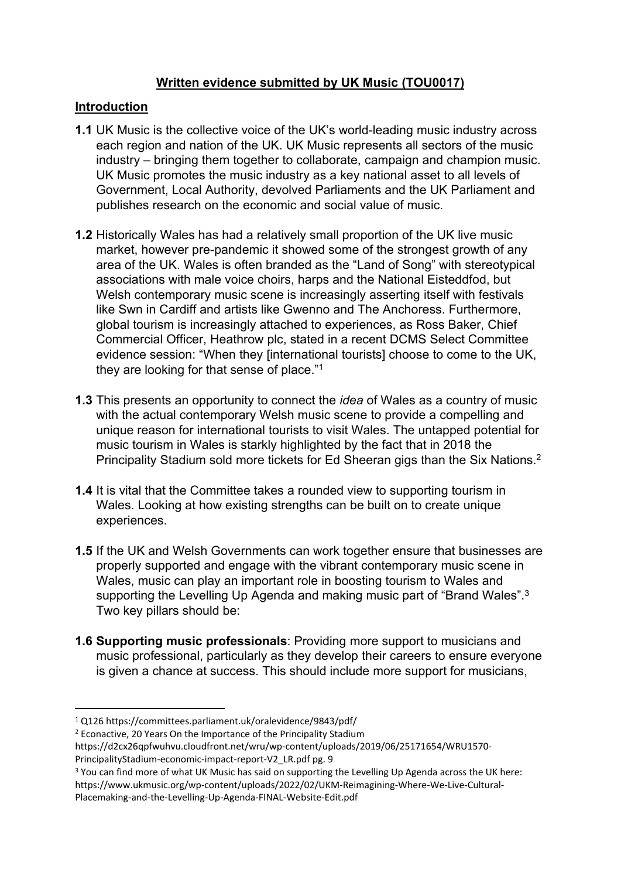**Written evidence submitted by UK Music (TOU0017)**

## Introduction

**1.1** UK Music is the collective voice of the UK's world-leading music industry across each region and nation of the UK. UK Music represents all sectors of the music industry – bringing them together to collaborate, campaign and champion music. UK Music promotes the music industry as a key national asset to all levels of Government, Local Authority, devolved Parliaments and the UK Parliament and publishes research on the economic and social value of music.

**1.2** Historically Wales has had a relatively small proportion of the UK live music market, however pre-pandemic it showed some of the strongest growth of any area of the UK. Wales is often branded as the "Land of Song" with stereotypical associations with male voice choirs, harps and the National Eisteddfod, but Welsh contemporary music scene is increasingly asserting itself with festivals like Swn in Cardiff and artists like Gwenno and The Anchoress. Furthermore, global tourism is increasingly attached to experiences, as Ross Baker, Chief Commercial Officer, Heathrow plc, stated in a recent DCMS Select Committee evidence session: "When they [international tourists] choose to come to the UK, they are looking for that sense of place."[1]

**1.3** This presents an opportunity to connect the *idea* of Wales as a country of music with the actual contemporary Welsh music scene to provide a compelling and unique reason for international tourists to visit Wales. The untapped potential for music tourism in Wales is starkly highlighted by the fact that in 2018 the Principality Stadium sold more tickets for Ed Sheeran gigs than the Six Nations.[2]

**1.4** It is vital that the Committee takes a rounded view to supporting tourism in Wales. Looking at how existing strengths can be built on to create unique experiences.

**1.5** If the UK and Welsh Governments can work together ensure that businesses are properly supported and engage with the vibrant contemporary music scene in Wales, music can play an important role in boosting tourism to Wales and supporting the Levelling Up Agenda and making music part of "Brand Wales".[3] Two key pillars should be:

**1.6 Supporting music professionals**: Providing more support to musicians and music professional, particularly as they develop their careers to ensure everyone is given a chance at success. This should include more support for musicians,

---

[1] Q126 https://committees.parliament.uk/oralevidence/9843/pdf/

[2] Econactive, 20 Years On the Importance of the Principality Stadium https://d2cx26qpfwuhvu.cloudfront.net/wru/wp-content/uploads/2019/06/25171654/WRU1570-PrincipalityStadium-economic-impact-report-V2_LR.pdf pg. 9

[3] You can find more of what UK Music has said on supporting the Levelling Up Agenda across the UK here: https://www.ukmusic.org/wp-content/uploads/2022/02/UKM-Reimagining-Where-We-Live-Cultural-Placemaking-and-the-Levelling-Up-Agenda-FINAL-Website-Edit.pdf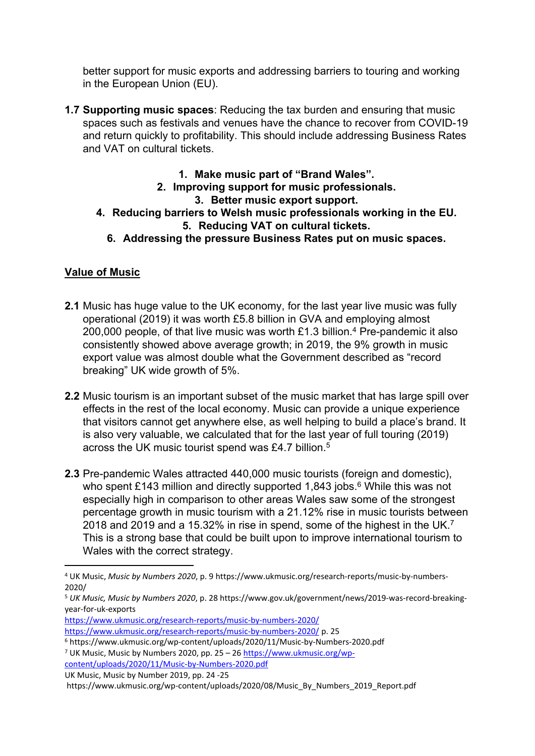better support for music exports and addressing barriers to touring and working in the European Union (EU).

**1.7 Supporting music spaces**: Reducing the tax burden and ensuring that music spaces such as festivals and venues have the chance to recover from COVID-19 and return quickly to profitability. This should include addressing Business Rates and VAT on cultural tickets.

1. **Make music part of "Brand Wales".**
2. **Improving support for music professionals.**
3. **Better music export support.**
4. **Reducing barriers to Welsh music professionals working in the EU.**
5. **Reducing VAT on cultural tickets.**
6. **Addressing the pressure Business Rates put on music spaces.**

## Value of Music

**2.1** Music has huge value to the UK economy, for the last year live music was fully operational (2019) it was worth £5.8 billion in GVA and employing almost 200,000 people, of that live music was worth £1.3 billion.[4] Pre-pandemic it also consistently showed above average growth; in 2019, the 9% growth in music export value was almost double what the Government described as "record breaking" UK wide growth of 5%.

**2.2** Music tourism is an important subset of the music market that has large spill over effects in the rest of the local economy. Music can provide a unique experience that visitors cannot get anywhere else, as well helping to build a place's brand. It is also very valuable, we calculated that for the last year of full touring (2019) across the UK music tourist spend was £4.7 billion.[5]

**2.3** Pre-pandemic Wales attracted 440,000 music tourists (foreign and domestic), who spent £143 million and directly supported 1,843 jobs.[6] While this was not especially high in comparison to other areas Wales saw some of the strongest percentage growth in music tourism with a 21.12% rise in music tourists between 2018 and 2019 and a 15.32% in rise in spend, some of the highest in the UK.[7] This is a strong base that could be built upon to improve international tourism to Wales with the correct strategy.

---

[4] UK Music, *Music by Numbers 2020*, p. 9 https://www.ukmusic.org/research-reports/music-by-numbers-2020/

[5] *UK Music, Music by Numbers 2020*, p. 28 https://www.gov.uk/government/news/2019-was-record-breaking-year-for-uk-exports
https://www.ukmusic.org/research-reports/music-by-numbers-2020/
https://www.ukmusic.org/research-reports/music-by-numbers-2020/ p. 25

[6] https://www.ukmusic.org/wp-content/uploads/2020/11/Music-by-Numbers-2020.pdf

[7] UK Music, Music by Numbers 2020, pp. 25 – 26 https://www.ukmusic.org/wp-content/uploads/2020/11/Music-by-Numbers-2020.pdf
UK Music, Music by Number 2019, pp. 24 -25
https://www.ukmusic.org/wp-content/uploads/2020/08/Music_By_Numbers_2019_Report.pdf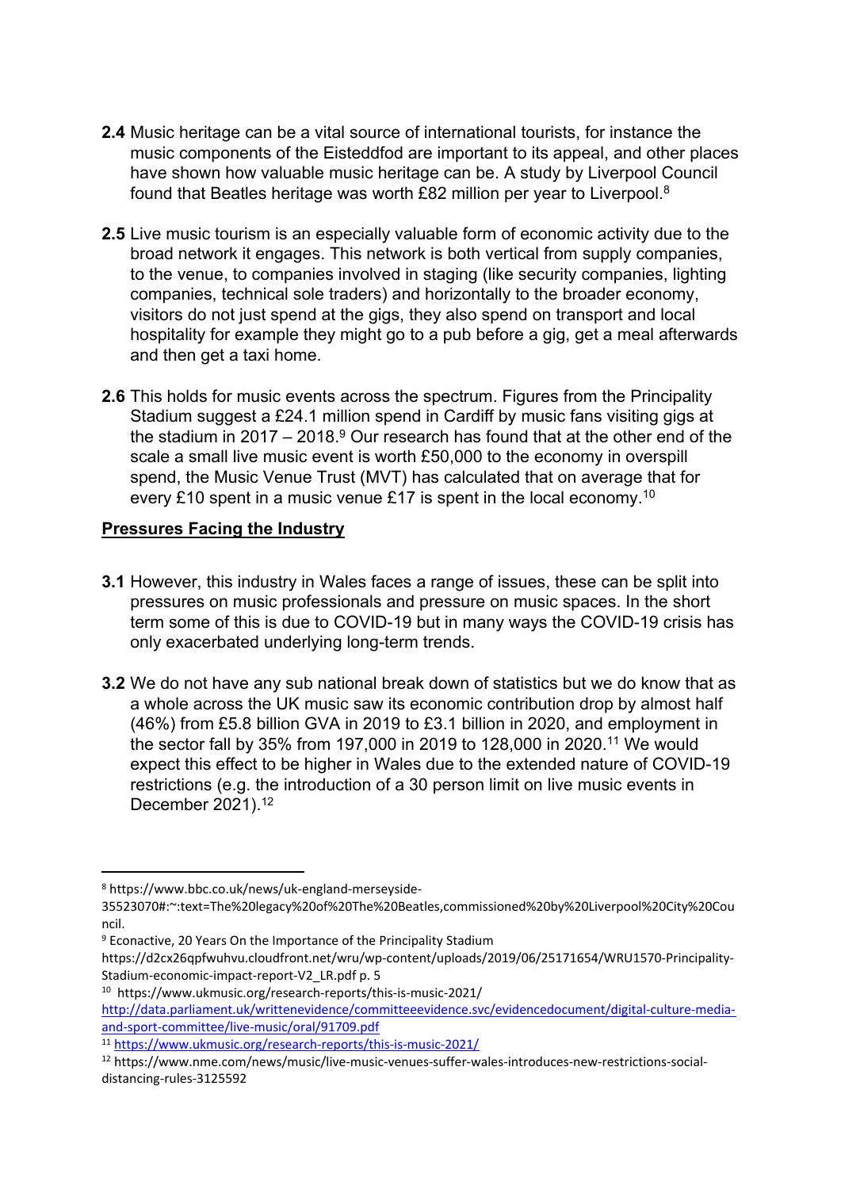**2.4** Music heritage can be a vital source of international tourists, for instance the music components of the Eisteddfod are important to its appeal, and other places have shown how valuable music heritage can be. A study by Liverpool Council found that Beatles heritage was worth £82 million per year to Liverpool.[8]

**2.5** Live music tourism is an especially valuable form of economic activity due to the broad network it engages. This network is both vertical from supply companies, to the venue, to companies involved in staging (like security companies, lighting companies, technical sole traders) and horizontally to the broader economy, visitors do not just spend at the gigs, they also spend on transport and local hospitality for example they might go to a pub before a gig, get a meal afterwards and then get a taxi home.

**2.6** This holds for music events across the spectrum. Figures from the Principality Stadium suggest a £24.1 million spend in Cardiff by music fans visiting gigs at the stadium in 2017 – 2018.[9] Our research has found that at the other end of the scale a small live music event is worth £50,000 to the economy in overspill spend, the Music Venue Trust (MVT) has calculated that on average that for every £10 spent in a music venue £17 is spent in the local economy.[10]

## Pressures Facing the Industry

**3.1** However, this industry in Wales faces a range of issues, these can be split into pressures on music professionals and pressure on music spaces. In the short term some of this is due to COVID-19 but in many ways the COVID-19 crisis has only exacerbated underlying long-term trends.

**3.2** We do not have any sub national break down of statistics but we do know that as a whole across the UK music saw its economic contribution drop by almost half (46%) from £5.8 billion GVA in 2019 to £3.1 billion in 2020, and employment in the sector fall by 35% from 197,000 in 2019 to 128,000 in 2020.[11] We would expect this effect to be higher in Wales due to the extended nature of COVID-19 restrictions (e.g. the introduction of a 30 person limit on live music events in December 2021).[12]

---

[8] https://www.bbc.co.uk/news/uk-england-merseyside-35523070#:~:text=The%20legacy%20of%20The%20Beatles,commissioned%20by%20Liverpool%20City%20Council.

[9] Econactive, 20 Years On the Importance of the Principality Stadium https://d2cx26qpfwuhvu.cloudfront.net/wru/wp-content/uploads/2019/06/25171654/WRU1570-Principality-Stadium-economic-impact-report-V2_LR.pdf p. 5

[10] https://www.ukmusic.org/research-reports/this-is-music-2021/ http://data.parliament.uk/writtenevidence/committeeevidence.svc/evidencedocument/digital-culture-media-and-sport-committee/live-music/oral/91709.pdf

[11] https://www.ukmusic.org/research-reports/this-is-music-2021/

[12] https://www.nme.com/news/music/live-music-venues-suffer-wales-introduces-new-restrictions-social-distancing-rules-3125592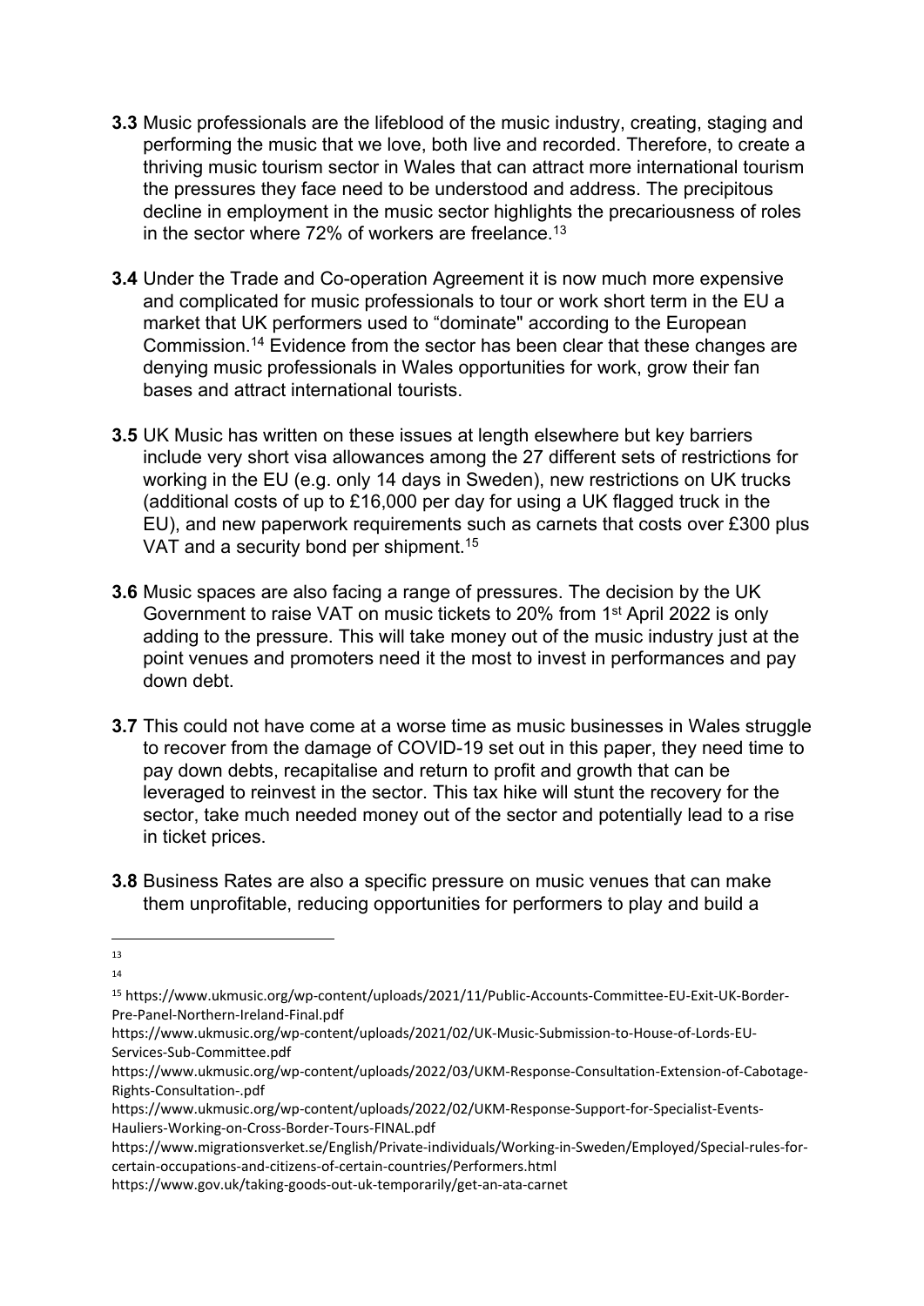**3.3** Music professionals are the lifeblood of the music industry, creating, staging and performing the music that we love, both live and recorded. Therefore, to create a thriving music tourism sector in Wales that can attract more international tourism the pressures they face need to be understood and address. The precipitous decline in employment in the music sector highlights the precariousness of roles in the sector where 72% of workers are freelance.[13]

**3.4** Under the Trade and Co-operation Agreement it is now much more expensive and complicated for music professionals to tour or work short term in the EU a market that UK performers used to "dominate" according to the European Commission.[14] Evidence from the sector has been clear that these changes are denying music professionals in Wales opportunities for work, grow their fan bases and attract international tourists.

**3.5** UK Music has written on these issues at length elsewhere but key barriers include very short visa allowances among the 27 different sets of restrictions for working in the EU (e.g. only 14 days in Sweden), new restrictions on UK trucks (additional costs of up to £16,000 per day for using a UK flagged truck in the EU), and new paperwork requirements such as carnets that costs over £300 plus VAT and a security bond per shipment.[15]

**3.6** Music spaces are also facing a range of pressures. The decision by the UK Government to raise VAT on music tickets to 20% from 1st April 2022 is only adding to the pressure. This will take money out of the music industry just at the point venues and promoters need it the most to invest in performances and pay down debt.

**3.7** This could not have come at a worse time as music businesses in Wales struggle to recover from the damage of COVID-19 set out in this paper, they need time to pay down debts, recapitalise and return to profit and growth that can be leveraged to reinvest in the sector. This tax hike will stunt the recovery for the sector, take much needed money out of the sector and potentially lead to a rise in ticket prices.

**3.8** Business Rates are also a specific pressure on music venues that can make them unprofitable, reducing opportunities for performers to play and build a

---

[13]

[14]

[15] https://www.ukmusic.org/wp-content/uploads/2021/11/Public-Accounts-Committee-EU-Exit-UK-Border-Pre-Panel-Northern-Ireland-Final.pdf

https://www.ukmusic.org/wp-content/uploads/2021/02/UK-Music-Submission-to-House-of-Lords-EU-Services-Sub-Committee.pdf

https://www.ukmusic.org/wp-content/uploads/2022/03/UKM-Response-Consultation-Extension-of-Cabotage-Rights-Consultation-.pdf

https://www.ukmusic.org/wp-content/uploads/2022/02/UKM-Response-Support-for-Specialist-Events-Hauliers-Working-on-Cross-Border-Tours-FINAL.pdf

https://www.migrationsverket.se/English/Private-individuals/Working-in-Sweden/Employed/Special-rules-for-certain-occupations-and-citizens-of-certain-countries/Performers.html

https://www.gov.uk/taking-goods-out-uk-temporarily/get-an-ata-carnet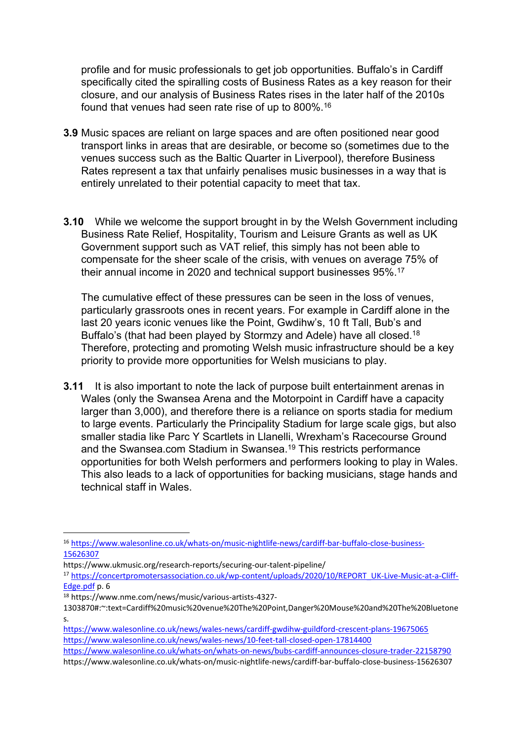profile and for music professionals to get job opportunities. Buffalo's in Cardiff specifically cited the spiralling costs of Business Rates as a key reason for their closure, and our analysis of Business Rates rises in the later half of the 2010s found that venues had seen rate rise of up to 800%.[16]

**3.9** Music spaces are reliant on large spaces and are often positioned near good transport links in areas that are desirable, or become so (sometimes due to the venues success such as the Baltic Quarter in Liverpool), therefore Business Rates represent a tax that unfairly penalises music businesses in a way that is entirely unrelated to their potential capacity to meet that tax.

**3.10** While we welcome the support brought in by the Welsh Government including Business Rate Relief, Hospitality, Tourism and Leisure Grants as well as UK Government support such as VAT relief, this simply has not been able to compensate for the sheer scale of the crisis, with venues on average 75% of their annual income in 2020 and technical support businesses 95%.[17]

The cumulative effect of these pressures can be seen in the loss of venues, particularly grassroots ones in recent years. For example in Cardiff alone in the last 20 years iconic venues like the Point, Gwdihw's, 10 ft Tall, Bub's and Buffalo's (that had been played by Stormzy and Adele) have all closed.[18] Therefore, protecting and promoting Welsh music infrastructure should be a key priority to provide more opportunities for Welsh musicians to play.

**3.11** It is also important to note the lack of purpose built entertainment arenas in Wales (only the Swansea Arena and the Motorpoint in Cardiff have a capacity larger than 3,000), and therefore there is a reliance on sports stadia for medium to large events. Particularly the Principality Stadium for large scale gigs, but also smaller stadia like Parc Y Scartlets in Llanelli, Wrexham's Racecourse Ground and the Swansea.com Stadium in Swansea.[19] This restricts performance opportunities for both Welsh performers and performers looking to play in Wales. This also leads to a lack of opportunities for backing musicians, stage hands and technical staff in Wales.

---

[16] https://www.walesonline.co.uk/whats-on/music-nightlife-news/cardiff-bar-buffalo-close-business-15626307

https://www.ukmusic.org/research-reports/securing-our-talent-pipeline/

[17] https://concertpromotersassociation.co.uk/wp-content/uploads/2020/10/REPORT_UK-Live-Music-at-a-Cliff-Edge.pdf p. 6

[18] https://www.nme.com/news/music/various-artists-4327-1303870#:~:text=Cardiff%20music%20venue%20The%20Point,Danger%20Mouse%20and%20The%20Bluetones.

https://www.walesonline.co.uk/news/wales-news/cardiff-gwdihw-guildford-crescent-plans-19675065

https://www.walesonline.co.uk/news/wales-news/10-feet-tall-closed-open-17814400

https://www.walesonline.co.uk/whats-on/whats-on-news/bubs-cardiff-announces-closure-trader-22158790

https://www.walesonline.co.uk/whats-on/music-nightlife-news/cardiff-bar-buffalo-close-business-15626307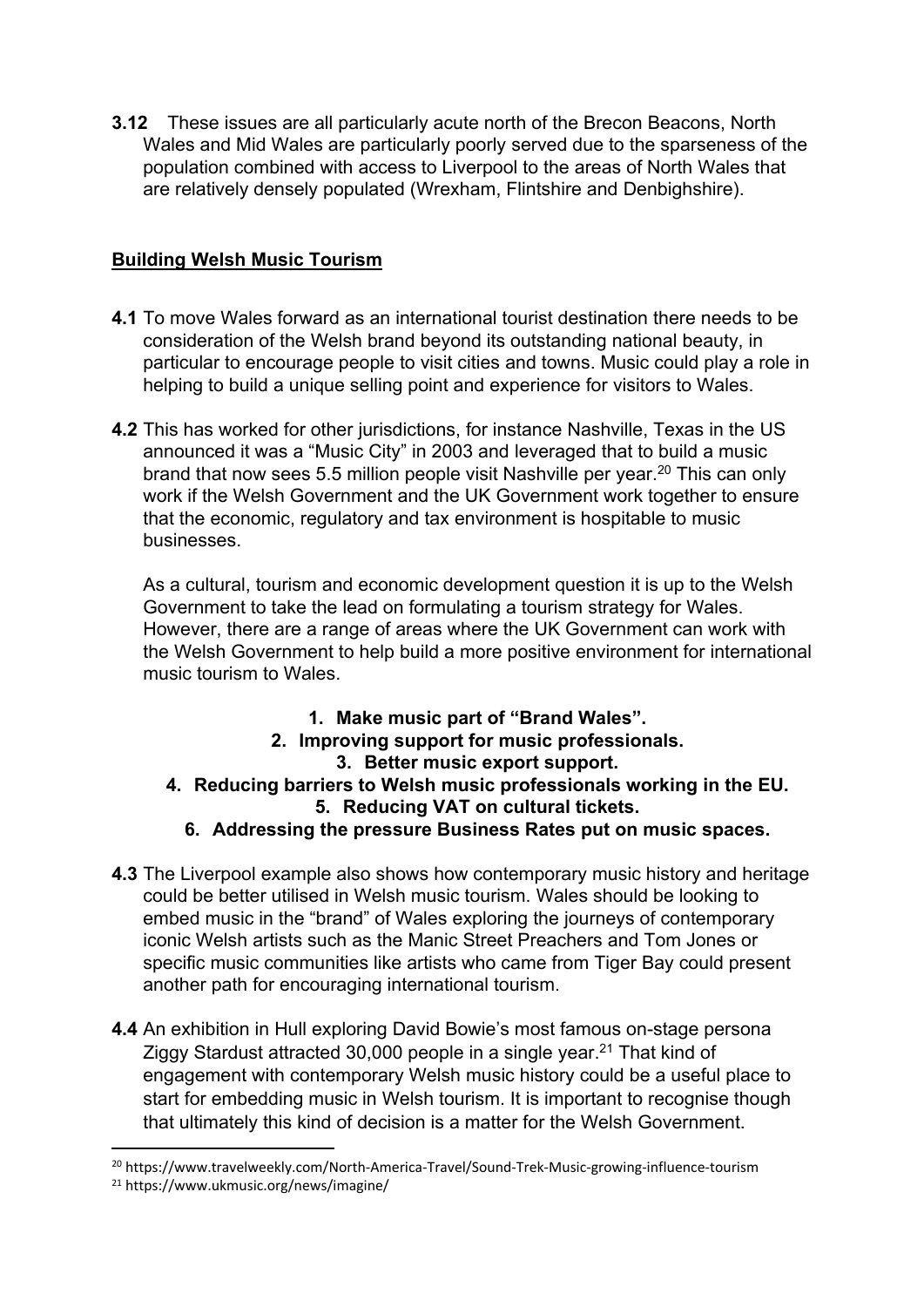**3.12** These issues are all particularly acute north of the Brecon Beacons, North Wales and Mid Wales are particularly poorly served due to the sparseness of the population combined with access to Liverpool to the areas of North Wales that are relatively densely populated (Wrexham, Flintshire and Denbighshire).

## Building Welsh Music Tourism

**4.1** To move Wales forward as an international tourist destination there needs to be consideration of the Welsh brand beyond its outstanding national beauty, in particular to encourage people to visit cities and towns. Music could play a role in helping to build a unique selling point and experience for visitors to Wales.

**4.2** This has worked for other jurisdictions, for instance Nashville, Texas in the US announced it was a "Music City" in 2003 and leveraged that to build a music brand that now sees 5.5 million people visit Nashville per year.[20] This can only work if the Welsh Government and the UK Government work together to ensure that the economic, regulatory and tax environment is hospitable to music businesses.

As a cultural, tourism and economic development question it is up to the Welsh Government to take the lead on formulating a tourism strategy for Wales. However, there are a range of areas where the UK Government can work with the Welsh Government to help build a more positive environment for international music tourism to Wales.

1. **Make music part of "Brand Wales".**
2. **Improving support for music professionals.**
3. **Better music export support.**
4. **Reducing barriers to Welsh music professionals working in the EU.**
5. **Reducing VAT on cultural tickets.**
6. **Addressing the pressure Business Rates put on music spaces.**

**4.3** The Liverpool example also shows how contemporary music history and heritage could be better utilised in Welsh music tourism. Wales should be looking to embed music in the "brand" of Wales exploring the journeys of contemporary iconic Welsh artists such as the Manic Street Preachers and Tom Jones or specific music communities like artists who came from Tiger Bay could present another path for encouraging international tourism.

**4.4** An exhibition in Hull exploring David Bowie's most famous on-stage persona Ziggy Stardust attracted 30,000 people in a single year.[21] That kind of engagement with contemporary Welsh music history could be a useful place to start for embedding music in Welsh tourism. It is important to recognise though that ultimately this kind of decision is a matter for the Welsh Government.

---

[20] https://www.travelweekly.com/North-America-Travel/Sound-Trek-Music-growing-influence-tourism

[21] https://www.ukmusic.org/news/imagine/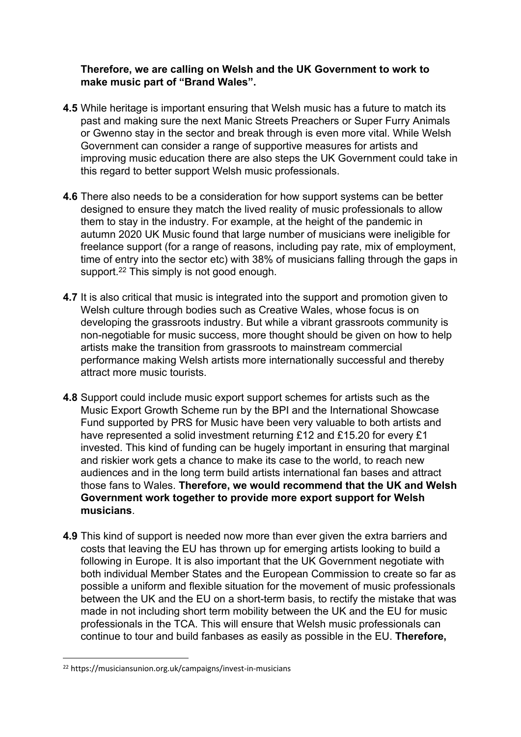**Therefore, we are calling on Welsh and the UK Government to work to make music part of "Brand Wales".**

**4.5** While heritage is important ensuring that Welsh music has a future to match its past and making sure the next Manic Streets Preachers or Super Furry Animals or Gwenno stay in the sector and break through is even more vital. While Welsh Government can consider a range of supportive measures for artists and improving music education there are also steps the UK Government could take in this regard to better support Welsh music professionals.

**4.6** There also needs to be a consideration for how support systems can be better designed to ensure they match the lived reality of music professionals to allow them to stay in the industry. For example, at the height of the pandemic in autumn 2020 UK Music found that large number of musicians were ineligible for freelance support (for a range of reasons, including pay rate, mix of employment, time of entry into the sector etc) with 38% of musicians falling through the gaps in support.[22] This simply is not good enough.

**4.7** It is also critical that music is integrated into the support and promotion given to Welsh culture through bodies such as Creative Wales, whose focus is on developing the grassroots industry. But while a vibrant grassroots community is non-negotiable for music success, more thought should be given on how to help artists make the transition from grassroots to mainstream commercial performance making Welsh artists more internationally successful and thereby attract more music tourists.

**4.8** Support could include music export support schemes for artists such as the Music Export Growth Scheme run by the BPI and the International Showcase Fund supported by PRS for Music have been very valuable to both artists and have represented a solid investment returning £12 and £15.20 for every £1 invested. This kind of funding can be hugely important in ensuring that marginal and riskier work gets a chance to make its case to the world, to reach new audiences and in the long term build artists international fan bases and attract those fans to Wales. **Therefore, we would recommend that the UK and Welsh Government work together to provide more export support for Welsh musicians**.

**4.9** This kind of support is needed now more than ever given the extra barriers and costs that leaving the EU has thrown up for emerging artists looking to build a following in Europe. It is also important that the UK Government negotiate with both individual Member States and the European Commission to create so far as possible a uniform and flexible situation for the movement of music professionals between the UK and the EU on a short-term basis, to rectify the mistake that was made in not including short term mobility between the UK and the EU for music professionals in the TCA. This will ensure that Welsh music professionals can continue to tour and build fanbases as easily as possible in the EU. **Therefore,**

[22] https://musiciansunion.org.uk/campaigns/invest-in-musicians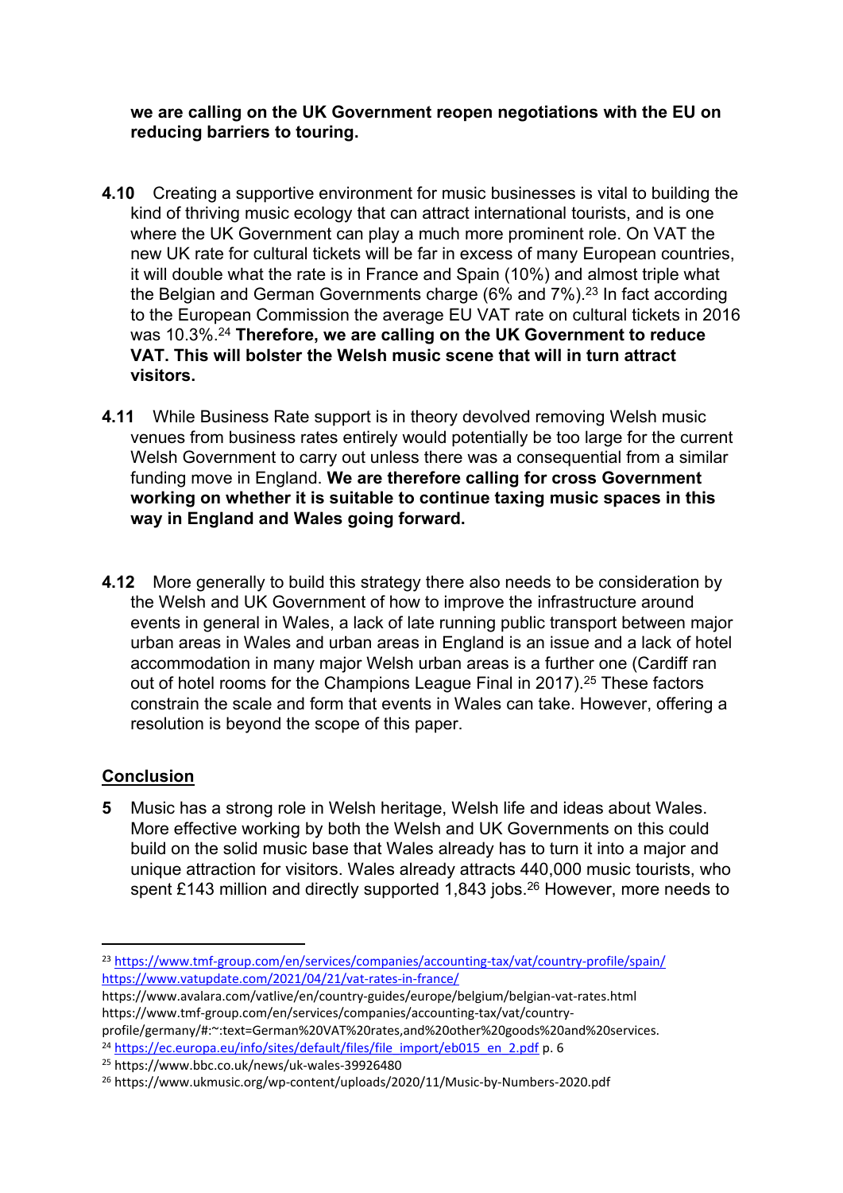**we are calling on the UK Government reopen negotiations with the EU on reducing barriers to touring.**

**4.10** Creating a supportive environment for music businesses is vital to building the kind of thriving music ecology that can attract international tourists, and is one where the UK Government can play a much more prominent role. On VAT the new UK rate for cultural tickets will be far in excess of many European countries, it will double what the rate is in France and Spain (10%) and almost triple what the Belgian and German Governments charge (6% and 7%).[23] In fact according to the European Commission the average EU VAT rate on cultural tickets in 2016 was 10.3%.[24] **Therefore, we are calling on the UK Government to reduce VAT. This will bolster the Welsh music scene that will in turn attract visitors.**

**4.11** While Business Rate support is in theory devolved removing Welsh music venues from business rates entirely would potentially be too large for the current Welsh Government to carry out unless there was a consequential from a similar funding move in England. **We are therefore calling for cross Government working on whether it is suitable to continue taxing music spaces in this way in England and Wales going forward.**

**4.12** More generally to build this strategy there also needs to be consideration by the Welsh and UK Government of how to improve the infrastructure around events in general in Wales, a lack of late running public transport between major urban areas in Wales and urban areas in England is an issue and a lack of hotel accommodation in many major Welsh urban areas is a further one (Cardiff ran out of hotel rooms for the Champions League Final in 2017).[25] These factors constrain the scale and form that events in Wales can take. However, offering a resolution is beyond the scope of this paper.

## Conclusion

**5** Music has a strong role in Welsh heritage, Welsh life and ideas about Wales. More effective working by both the Welsh and UK Governments on this could build on the solid music base that Wales already has to turn it into a major and unique attraction for visitors. Wales already attracts 440,000 music tourists, who spent £143 million and directly supported 1,843 jobs.[26] However, more needs to

---

[23] https://www.tmf-group.com/en/services/companies/accounting-tax/vat/country-profile/spain/
https://www.vatupdate.com/2021/04/21/vat-rates-in-france/
https://www.avalara.com/vatlive/en/country-guides/europe/belgium/belgian-vat-rates.html
https://www.tmf-group.com/en/services/companies/accounting-tax/vat/country-profile/germany/#:~:text=German%20VAT%20rates,and%20other%20goods%20and%20services.

[24] https://ec.europa.eu/info/sites/default/files/file_import/eb015_en_2.pdf p. 6

[25] https://www.bbc.co.uk/news/uk-wales-39926480

[26] https://www.ukmusic.org/wp-content/uploads/2020/11/Music-by-Numbers-2020.pdf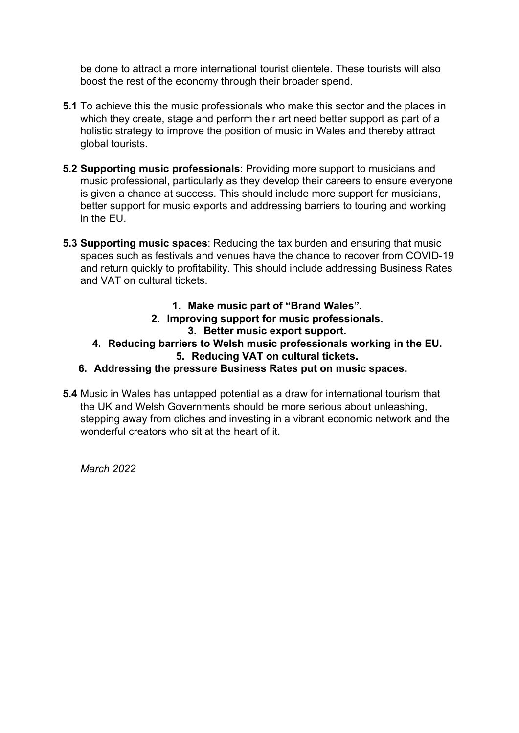be done to attract a more international tourist clientele. These tourists will also boost the rest of the economy through their broader spend.

**5.1** To achieve this the music professionals who make this sector and the places in which they create, stage and perform their art need better support as part of a holistic strategy to improve the position of music in Wales and thereby attract global tourists.

**5.2 Supporting music professionals**: Providing more support to musicians and music professional, particularly as they develop their careers to ensure everyone is given a chance at success. This should include more support for musicians, better support for music exports and addressing barriers to touring and working in the EU.

**5.3 Supporting music spaces**: Reducing the tax burden and ensuring that music spaces such as festivals and venues have the chance to recover from COVID-19 and return quickly to profitability. This should include addressing Business Rates and VAT on cultural tickets.

1. **Make music part of "Brand Wales".**
2. **Improving support for music professionals.**
3. **Better music export support.**
4. **Reducing barriers to Welsh music professionals working in the EU.**
5. **Reducing VAT on cultural tickets.**
6. **Addressing the pressure Business Rates put on music spaces.**

**5.4** Music in Wales has untapped potential as a draw for international tourism that the UK and Welsh Governments should be more serious about unleashing, stepping away from cliches and investing in a vibrant economic network and the wonderful creators who sit at the heart of it.

*March 2022*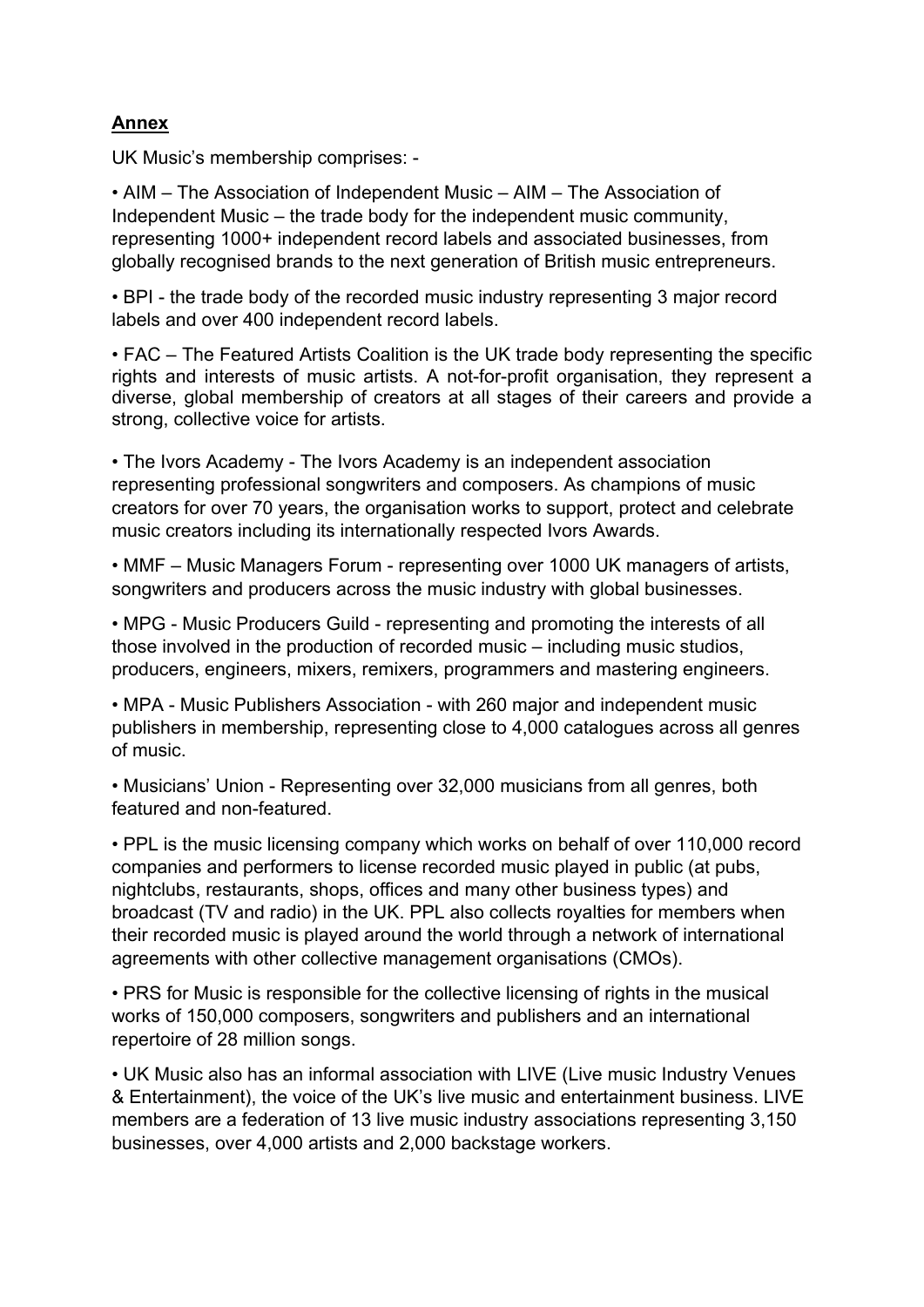**Annex**

UK Music's membership comprises: -

• AIM – The Association of Independent Music – AIM – The Association of Independent Music – the trade body for the independent music community, representing 1000+ independent record labels and associated businesses, from globally recognised brands to the next generation of British music entrepreneurs.

• BPI - the trade body of the recorded music industry representing 3 major record labels and over 400 independent record labels.

• FAC – The Featured Artists Coalition is the UK trade body representing the specific rights and interests of music artists. A not-for-profit organisation, they represent a diverse, global membership of creators at all stages of their careers and provide a strong, collective voice for artists.

• The Ivors Academy - The Ivors Academy is an independent association representing professional songwriters and composers. As champions of music creators for over 70 years, the organisation works to support, protect and celebrate music creators including its internationally respected Ivors Awards.

• MMF – Music Managers Forum - representing over 1000 UK managers of artists, songwriters and producers across the music industry with global businesses.

• MPG - Music Producers Guild - representing and promoting the interests of all those involved in the production of recorded music – including music studios, producers, engineers, mixers, remixers, programmers and mastering engineers.

• MPA - Music Publishers Association - with 260 major and independent music publishers in membership, representing close to 4,000 catalogues across all genres of music.

• Musicians' Union - Representing over 32,000 musicians from all genres, both featured and non-featured.

• PPL is the music licensing company which works on behalf of over 110,000 record companies and performers to license recorded music played in public (at pubs, nightclubs, restaurants, shops, offices and many other business types) and broadcast (TV and radio) in the UK. PPL also collects royalties for members when their recorded music is played around the world through a network of international agreements with other collective management organisations (CMOs).

• PRS for Music is responsible for the collective licensing of rights in the musical works of 150,000 composers, songwriters and publishers and an international repertoire of 28 million songs.

• UK Music also has an informal association with LIVE (Live music Industry Venues & Entertainment), the voice of the UK's live music and entertainment business. LIVE members are a federation of 13 live music industry associations representing 3,150 businesses, over 4,000 artists and 2,000 backstage workers.